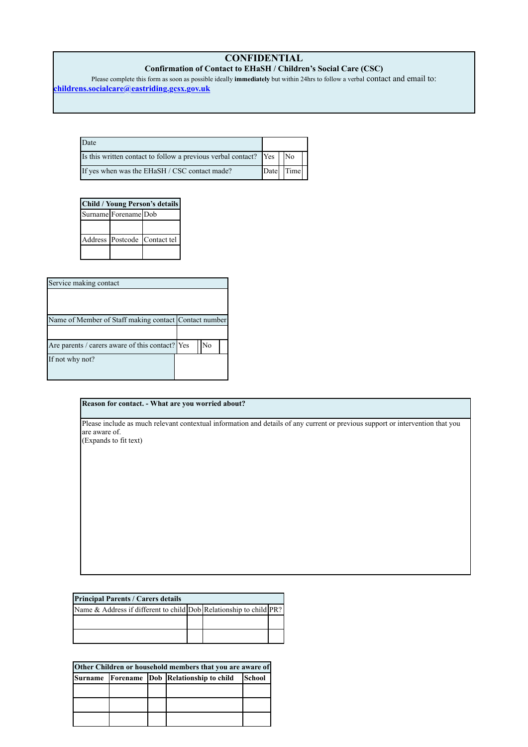# CONFIDENTIAL

**Confirmation of Contact to EHaSH / Children's Social Care (CSC)**

Please complete this form as soon as possible ideally **immediately** but within 24hrs to follow a verbal contact and email to:
**childrens.socialcare@eastriding.gcsx.gov.uk**

| | | | | |
|---|---|---|---|---|
| Date | | | | |
| Is this written contact to follow a previous verbal contact? | Yes | | No | |
| If yes when was the EHaSH / CSC contact made? | Date | | Time | |

| **Child / Young Person's details** | | |
|---|---|---|
| Surname | Forename | Dob |
| | | |
| Address | Postcode | Contact tel |
| | | |

| Service making contact | | | | |
|---|---|---|---|---|
| | | | | |
| Name of Member of Staff making contact | Contact number | | | |
| | | | | |
| Are parents / carers aware of this contact? | Yes | | No | |
| If not why not? | | | | |

| **Reason for contact. - What are you worried about?** |
|---|
| Please include as much relevant contextual information and details of any current or previous support or intervention that you are aware of.<br>(Expands to fit text) |

| **Principal Parents / Carers details** | | | |
|---|---|---|---|
| Name & Address if different to child | Dob | Relationship to child | PR? |
| | | | |
| | | | |

| **Other Children or household members that you are aware of** | | | | |
|---|---|---|---|---|
| **Surname** | **Forename** | **Dob** | **Relationship to child** | **School** |
| | | | | |
| | | | | |
| | | | | |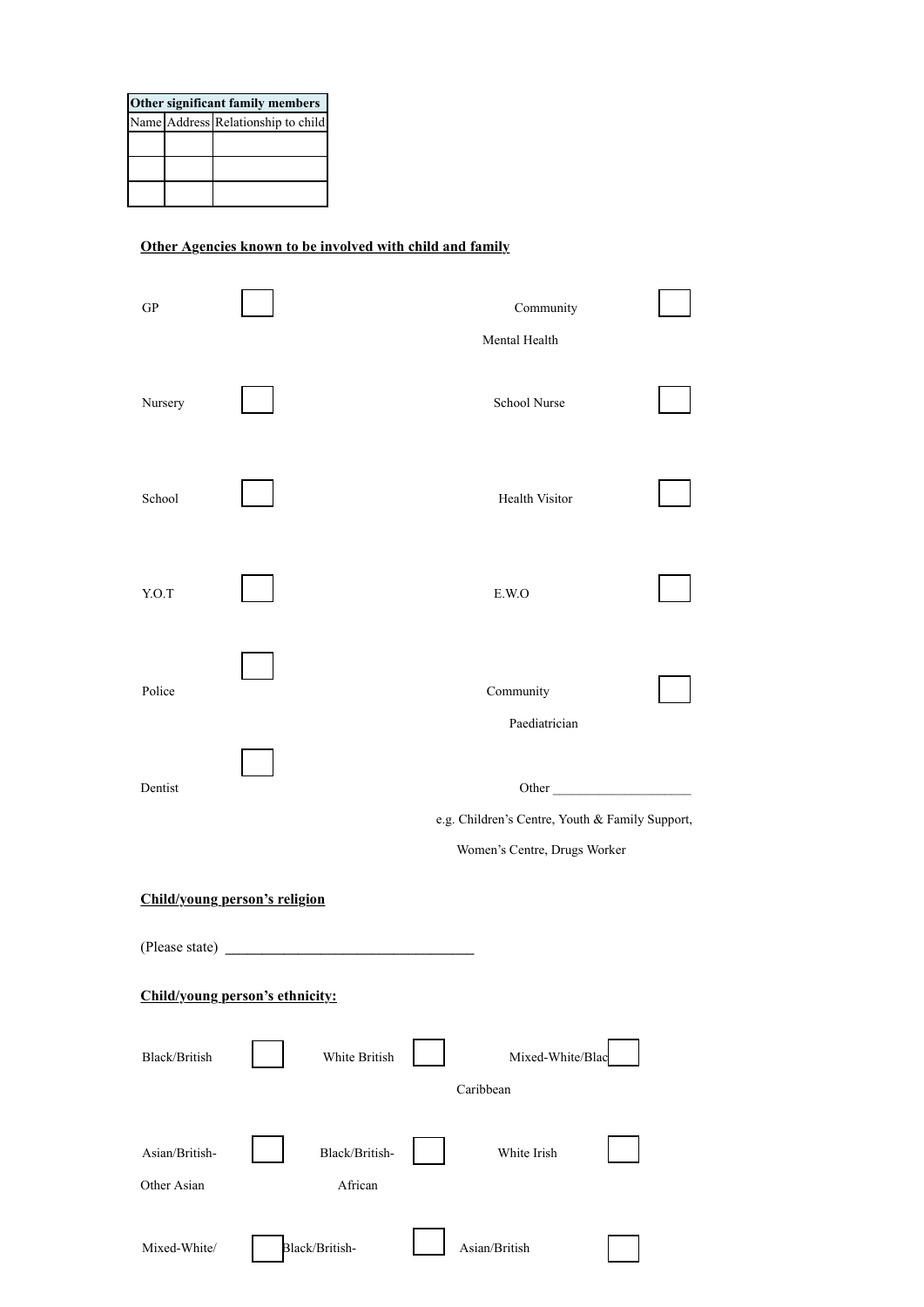| Other significant family members | | |
|---|---|---|
| Name | Address | Relationship to child |
| | | |
| | | |
| | | |

**Other Agencies known to be involved with child and family**

GP ☐

Community Mental Health ☐

Nursery ☐

School Nurse ☐

School ☐

Health Visitor ☐

Y.O.T ☐

E.W.O ☐

Police ☐

Community Paediatrician ☐

Dentist ☐

Other ____________________

e.g. Children's Centre, Youth & Family Support, Women's Centre, Drugs Worker

**Child/young person's religion**

(Please state) ________________________________

**Child/young person's ethnicity:**

Black/British ☐

White British ☐

Mixed-White/Black Caribbean ☐

Asian/British-Other Asian ☐

Black/British-African ☐

White Irish ☐

Mixed-White/ ☐

Black/British- ☐

Asian/British ☐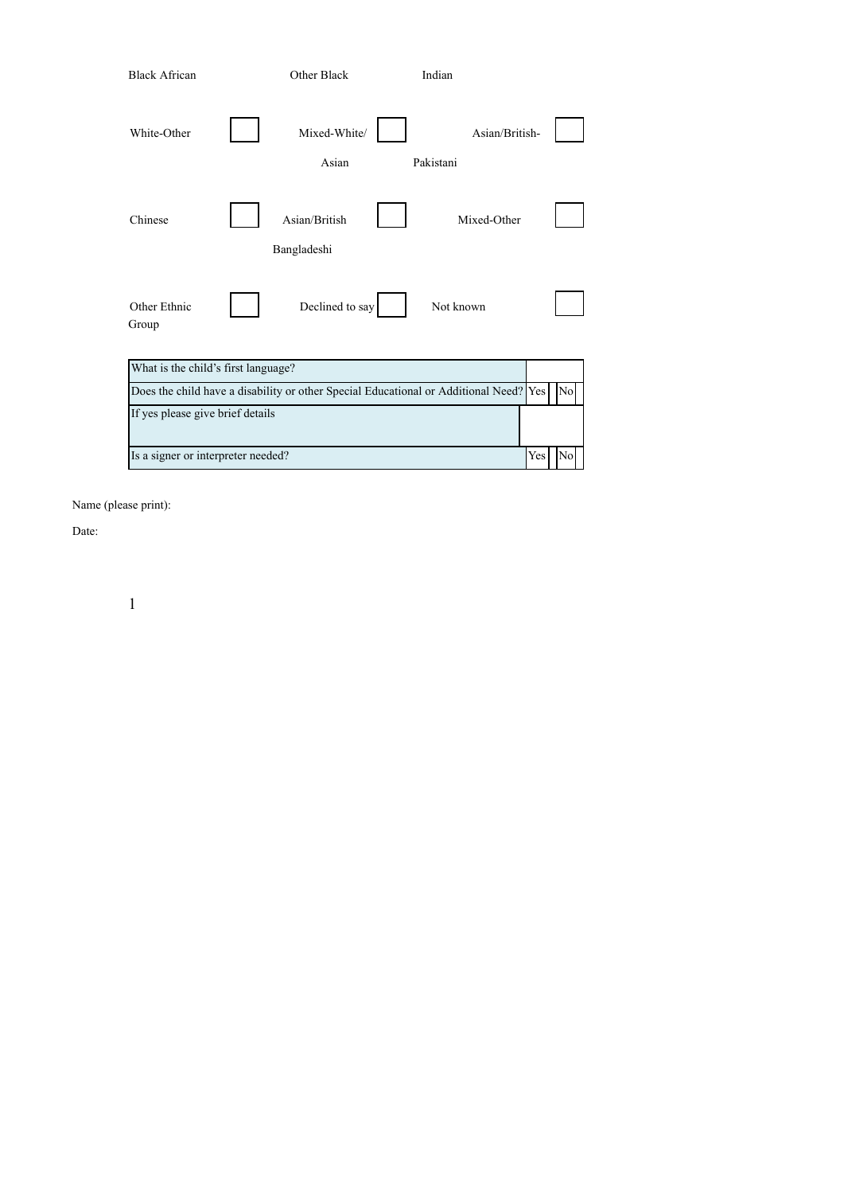| | | | | | |
|---|---|---|---|---|---|
| Black African | | Other Black | | Indian | |
| White-Other | ☐ | Mixed-White/ Asian | ☐ | Asian/British-Pakistani | ☐ |
| Chinese | ☐ | Asian/British Bangladeshi | ☐ | Mixed-Other | ☐ |
| Other Ethnic Group | ☐ | Declined to say | ☐ | Not known | ☐ |

| | | | | |
|---|---|---|---|---|
| What is the child's first language? | | | | |
| Does the child have a disability or other Special Educational or Additional Need? | Yes | | No | |
| If yes please give brief details | | | | |
| Is a signer or interpreter needed? | Yes | | No | |

Name (please print):

Date: